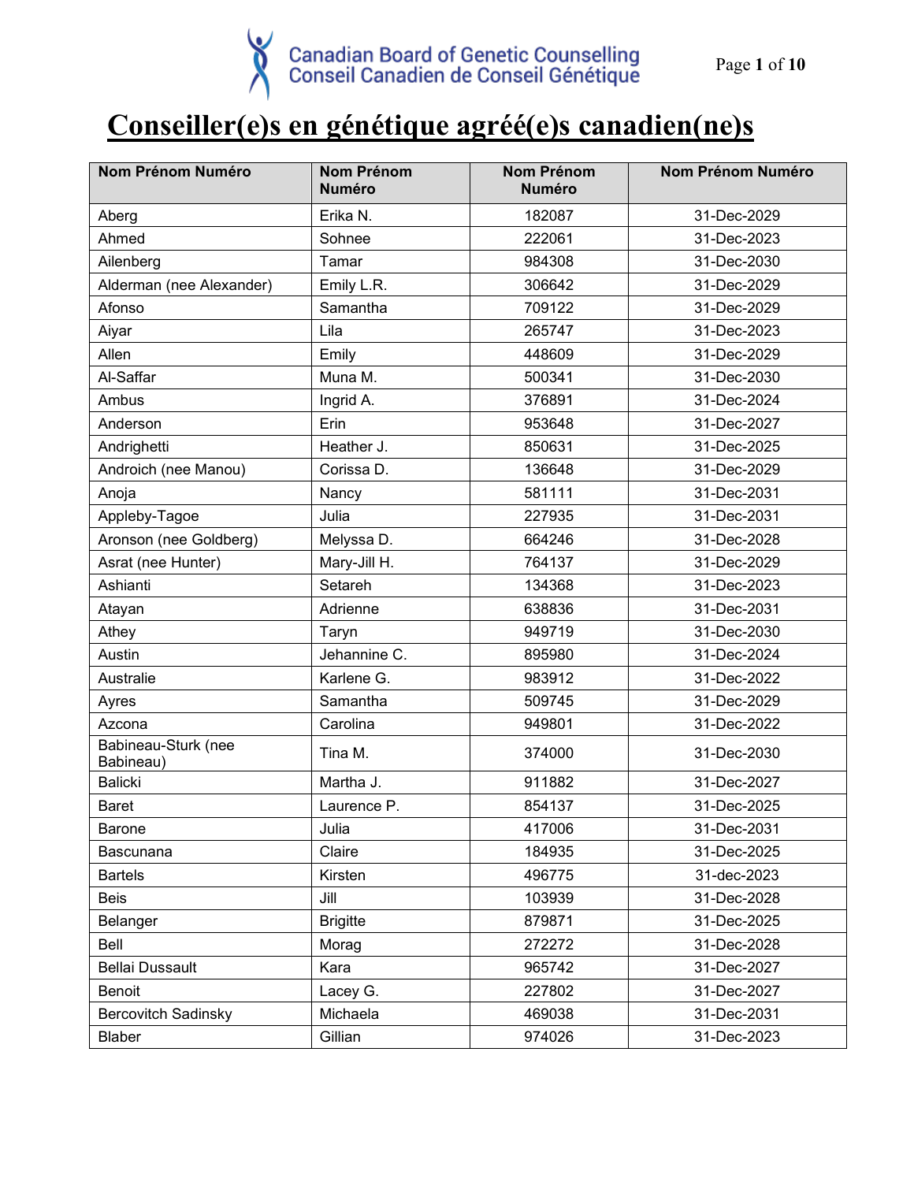Canadian Board of Genetic Counselling
Conseil Canadien de Conseil Génétique

# Conseiller(e)s en génétique agréé(e)s canadien(ne)s

| Nom Prénom Numéro | Nom Prénom Numéro | Nom Prénom Numéro | Nom Prénom Numéro |
|---|---|---|---|
| Aberg | Erika N. | 182087 | 31-Dec-2029 |
| Ahmed | Sohnee | 222061 | 31-Dec-2023 |
| Ailenberg | Tamar | 984308 | 31-Dec-2030 |
| Alderman (nee Alexander) | Emily L.R. | 306642 | 31-Dec-2029 |
| Afonso | Samantha | 709122 | 31-Dec-2029 |
| Aiyar | Lila | 265747 | 31-Dec-2023 |
| Allen | Emily | 448609 | 31-Dec-2029 |
| Al-Saffar | Muna M. | 500341 | 31-Dec-2030 |
| Ambus | Ingrid A. | 376891 | 31-Dec-2024 |
| Anderson | Erin | 953648 | 31-Dec-2027 |
| Andrighetti | Heather J. | 850631 | 31-Dec-2025 |
| Androich (nee Manou) | Corissa D. | 136648 | 31-Dec-2029 |
| Anoja | Nancy | 581111 | 31-Dec-2031 |
| Appleby-Tagoe | Julia | 227935 | 31-Dec-2031 |
| Aronson (nee Goldberg) | Melyssa D. | 664246 | 31-Dec-2028 |
| Asrat (nee Hunter) | Mary-Jill H. | 764137 | 31-Dec-2029 |
| Ashianti | Setareh | 134368 | 31-Dec-2023 |
| Atayan | Adrienne | 638836 | 31-Dec-2031 |
| Athey | Taryn | 949719 | 31-Dec-2030 |
| Austin | Jehannine C. | 895980 | 31-Dec-2024 |
| Australie | Karlene G. | 983912 | 31-Dec-2022 |
| Ayres | Samantha | 509745 | 31-Dec-2029 |
| Azcona | Carolina | 949801 | 31-Dec-2022 |
| Babineau-Sturk (nee Babineau) | Tina M. | 374000 | 31-Dec-2030 |
| Balicki | Martha J. | 911882 | 31-Dec-2027 |
| Baret | Laurence P. | 854137 | 31-Dec-2025 |
| Barone | Julia | 417006 | 31-Dec-2031 |
| Bascunana | Claire | 184935 | 31-Dec-2025 |
| Bartels | Kirsten | 496775 | 31-dec-2023 |
| Beis | Jill | 103939 | 31-Dec-2028 |
| Belanger | Brigitte | 879871 | 31-Dec-2025 |
| Bell | Morag | 272272 | 31-Dec-2028 |
| Bellai Dussault | Kara | 965742 | 31-Dec-2027 |
| Benoit | Lacey G. | 227802 | 31-Dec-2027 |
| Bercovitch Sadinsky | Michaela | 469038 | 31-Dec-2031 |
| Blaber | Gillian | 974026 | 31-Dec-2023 |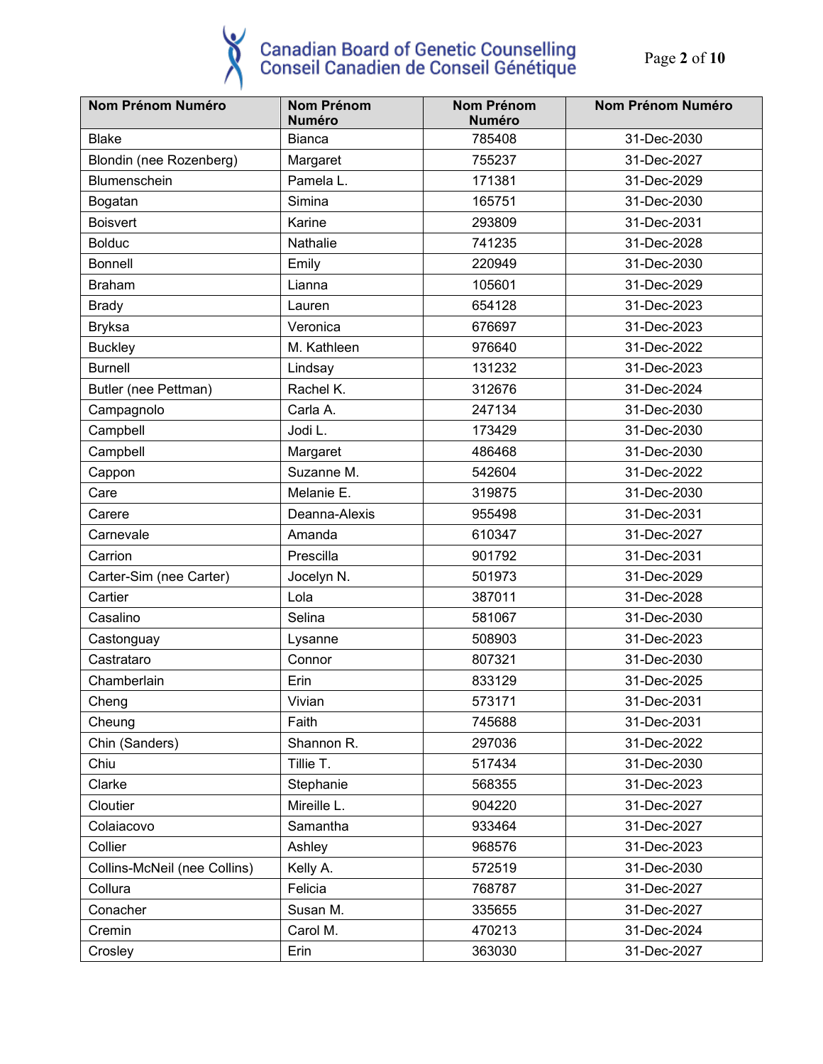| Nom Prénom Numéro | Nom Prénom Numéro | Nom Prénom Numéro | Nom Prénom Numéro |
|---|---|---|---|
| Blake | Bianca | 785408 | 31-Dec-2030 |
| Blondin (nee Rozenberg) | Margaret | 755237 | 31-Dec-2027 |
| Blumenschein | Pamela L. | 171381 | 31-Dec-2029 |
| Bogatan | Simina | 165751 | 31-Dec-2030 |
| Boisvert | Karine | 293809 | 31-Dec-2031 |
| Bolduc | Nathalie | 741235 | 31-Dec-2028 |
| Bonnell | Emily | 220949 | 31-Dec-2030 |
| Braham | Lianna | 105601 | 31-Dec-2029 |
| Brady | Lauren | 654128 | 31-Dec-2023 |
| Bryksa | Veronica | 676697 | 31-Dec-2023 |
| Buckley | M. Kathleen | 976640 | 31-Dec-2022 |
| Burnell | Lindsay | 131232 | 31-Dec-2023 |
| Butler (nee Pettman) | Rachel K. | 312676 | 31-Dec-2024 |
| Campagnolo | Carla A. | 247134 | 31-Dec-2030 |
| Campbell | Jodi L. | 173429 | 31-Dec-2030 |
| Campbell | Margaret | 486468 | 31-Dec-2030 |
| Cappon | Suzanne M. | 542604 | 31-Dec-2022 |
| Care | Melanie E. | 319875 | 31-Dec-2030 |
| Carere | Deanna-Alexis | 955498 | 31-Dec-2031 |
| Carnevale | Amanda | 610347 | 31-Dec-2027 |
| Carrion | Prescilla | 901792 | 31-Dec-2031 |
| Carter-Sim (nee Carter) | Jocelyn N. | 501973 | 31-Dec-2029 |
| Cartier | Lola | 387011 | 31-Dec-2028 |
| Casalino | Selina | 581067 | 31-Dec-2030 |
| Castonguay | Lysanne | 508903 | 31-Dec-2023 |
| Castrataro | Connor | 807321 | 31-Dec-2030 |
| Chamberlain | Erin | 833129 | 31-Dec-2025 |
| Cheng | Vivian | 573171 | 31-Dec-2031 |
| Cheung | Faith | 745688 | 31-Dec-2031 |
| Chin (Sanders) | Shannon R. | 297036 | 31-Dec-2022 |
| Chiu | Tillie T. | 517434 | 31-Dec-2030 |
| Clarke | Stephanie | 568355 | 31-Dec-2023 |
| Cloutier | Mireille L. | 904220 | 31-Dec-2027 |
| Colaiacovo | Samantha | 933464 | 31-Dec-2027 |
| Collier | Ashley | 968576 | 31-Dec-2023 |
| Collins-McNeil (nee Collins) | Kelly A. | 572519 | 31-Dec-2030 |
| Collura | Felicia | 768787 | 31-Dec-2027 |
| Conacher | Susan M. | 335655 | 31-Dec-2027 |
| Cremin | Carol M. | 470213 | 31-Dec-2024 |
| Crosley | Erin | 363030 | 31-Dec-2027 |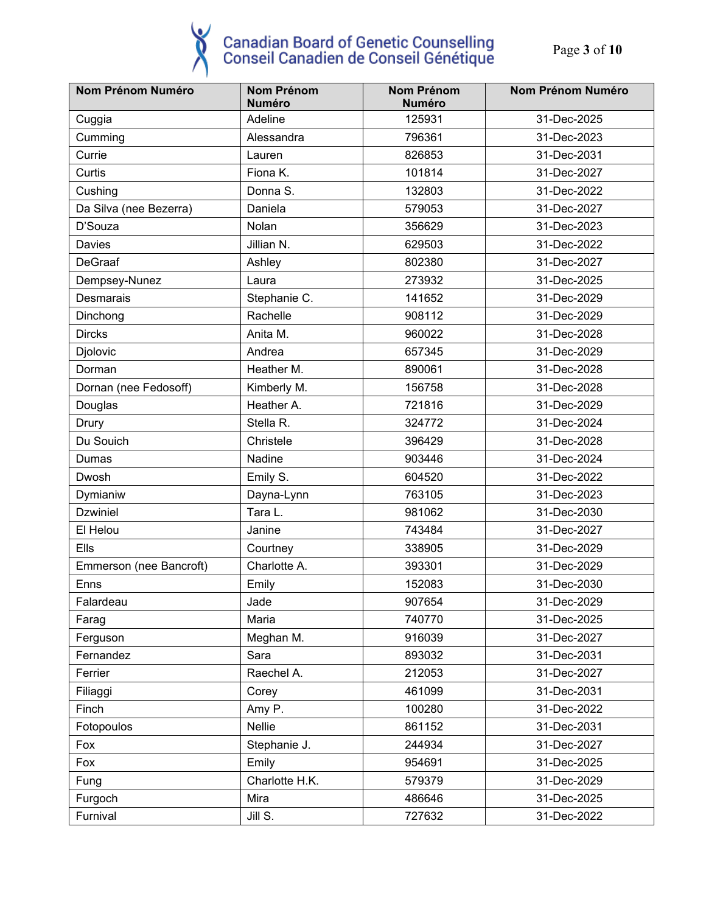| Nom Prénom Numéro | Nom Prénom Numéro | Nom Prénom Numéro | Nom Prénom Numéro |
|---|---|---|---|
| Cuggia | Adeline | 125931 | 31-Dec-2025 |
| Cumming | Alessandra | 796361 | 31-Dec-2023 |
| Currie | Lauren | 826853 | 31-Dec-2031 |
| Curtis | Fiona K. | 101814 | 31-Dec-2027 |
| Cushing | Donna S. | 132803 | 31-Dec-2022 |
| Da Silva (nee Bezerra) | Daniela | 579053 | 31-Dec-2027 |
| D'Souza | Nolan | 356629 | 31-Dec-2023 |
| Davies | Jillian N. | 629503 | 31-Dec-2022 |
| DeGraaf | Ashley | 802380 | 31-Dec-2027 |
| Dempsey-Nunez | Laura | 273932 | 31-Dec-2025 |
| Desmarais | Stephanie C. | 141652 | 31-Dec-2029 |
| Dinchong | Rachelle | 908112 | 31-Dec-2029 |
| Dircks | Anita M. | 960022 | 31-Dec-2028 |
| Djolovic | Andrea | 657345 | 31-Dec-2029 |
| Dorman | Heather M. | 890061 | 31-Dec-2028 |
| Dornan (nee Fedosoff) | Kimberly M. | 156758 | 31-Dec-2028 |
| Douglas | Heather A. | 721816 | 31-Dec-2029 |
| Drury | Stella R. | 324772 | 31-Dec-2024 |
| Du Souich | Christele | 396429 | 31-Dec-2028 |
| Dumas | Nadine | 903446 | 31-Dec-2024 |
| Dwosh | Emily S. | 604520 | 31-Dec-2022 |
| Dymianiw | Dayna-Lynn | 763105 | 31-Dec-2023 |
| Dzwiniel | Tara L. | 981062 | 31-Dec-2030 |
| El Helou | Janine | 743484 | 31-Dec-2027 |
| Ells | Courtney | 338905 | 31-Dec-2029 |
| Emmerson (nee Bancroft) | Charlotte A. | 393301 | 31-Dec-2029 |
| Enns | Emily | 152083 | 31-Dec-2030 |
| Falardeau | Jade | 907654 | 31-Dec-2029 |
| Farag | Maria | 740770 | 31-Dec-2025 |
| Ferguson | Meghan M. | 916039 | 31-Dec-2027 |
| Fernandez | Sara | 893032 | 31-Dec-2031 |
| Ferrier | Raechel A. | 212053 | 31-Dec-2027 |
| Filiaggi | Corey | 461099 | 31-Dec-2031 |
| Finch | Amy P. | 100280 | 31-Dec-2022 |
| Fotopoulos | Nellie | 861152 | 31-Dec-2031 |
| Fox | Stephanie J. | 244934 | 31-Dec-2027 |
| Fox | Emily | 954691 | 31-Dec-2025 |
| Fung | Charlotte H.K. | 579379 | 31-Dec-2029 |
| Furgoch | Mira | 486646 | 31-Dec-2025 |
| Furnival | Jill S. | 727632 | 31-Dec-2022 |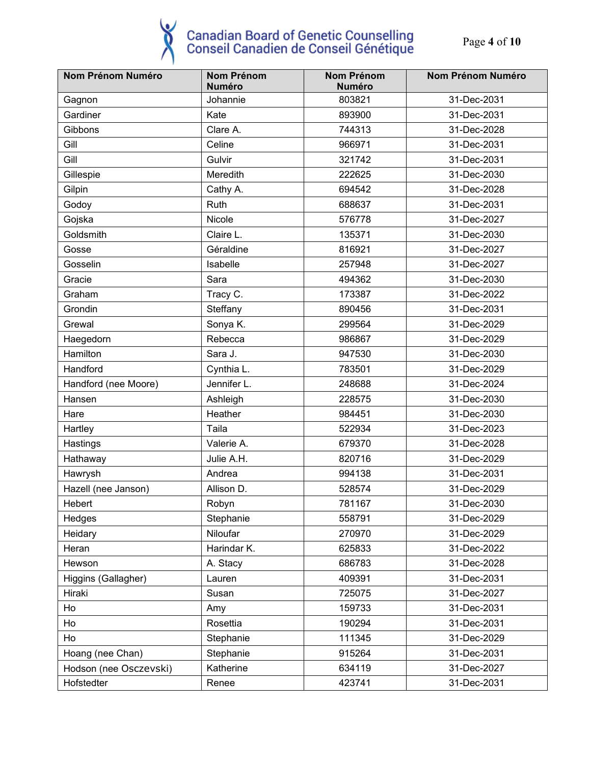| Nom Prénom Numéro | Nom Prénom Numéro | Nom Prénom Numéro | Nom Prénom Numéro |
|---|---|---|---|
| Gagnon | Johannie | 803821 | 31-Dec-2031 |
| Gardiner | Kate | 893900 | 31-Dec-2031 |
| Gibbons | Clare A. | 744313 | 31-Dec-2028 |
| Gill | Celine | 966971 | 31-Dec-2031 |
| Gill | Gulvir | 321742 | 31-Dec-2031 |
| Gillespie | Meredith | 222625 | 31-Dec-2030 |
| Gilpin | Cathy A. | 694542 | 31-Dec-2028 |
| Godoy | Ruth | 688637 | 31-Dec-2031 |
| Gojska | Nicole | 576778 | 31-Dec-2027 |
| Goldsmith | Claire L. | 135371 | 31-Dec-2030 |
| Gosse | Géraldine | 816921 | 31-Dec-2027 |
| Gosselin | Isabelle | 257948 | 31-Dec-2027 |
| Gracie | Sara | 494362 | 31-Dec-2030 |
| Graham | Tracy C. | 173387 | 31-Dec-2022 |
| Grondin | Steffany | 890456 | 31-Dec-2031 |
| Grewal | Sonya K. | 299564 | 31-Dec-2029 |
| Haegedorn | Rebecca | 986867 | 31-Dec-2029 |
| Hamilton | Sara J. | 947530 | 31-Dec-2030 |
| Handford | Cynthia L. | 783501 | 31-Dec-2029 |
| Handford (nee Moore) | Jennifer L. | 248688 | 31-Dec-2024 |
| Hansen | Ashleigh | 228575 | 31-Dec-2030 |
| Hare | Heather | 984451 | 31-Dec-2030 |
| Hartley | Taila | 522934 | 31-Dec-2023 |
| Hastings | Valerie A. | 679370 | 31-Dec-2028 |
| Hathaway | Julie A.H. | 820716 | 31-Dec-2029 |
| Hawrysh | Andrea | 994138 | 31-Dec-2031 |
| Hazell (nee Janson) | Allison D. | 528574 | 31-Dec-2029 |
| Hebert | Robyn | 781167 | 31-Dec-2030 |
| Hedges | Stephanie | 558791 | 31-Dec-2029 |
| Heidary | Niloufar | 270970 | 31-Dec-2029 |
| Heran | Harindar K. | 625833 | 31-Dec-2022 |
| Hewson | A. Stacy | 686783 | 31-Dec-2028 |
| Higgins (Gallagher) | Lauren | 409391 | 31-Dec-2031 |
| Hiraki | Susan | 725075 | 31-Dec-2027 |
| Ho | Amy | 159733 | 31-Dec-2031 |
| Ho | Rosettia | 190294 | 31-Dec-2031 |
| Ho | Stephanie | 111345 | 31-Dec-2029 |
| Hoang (nee Chan) | Stephanie | 915264 | 31-Dec-2031 |
| Hodson (nee Osczevski) | Katherine | 634119 | 31-Dec-2027 |
| Hofstedter | Renee | 423741 | 31-Dec-2031 |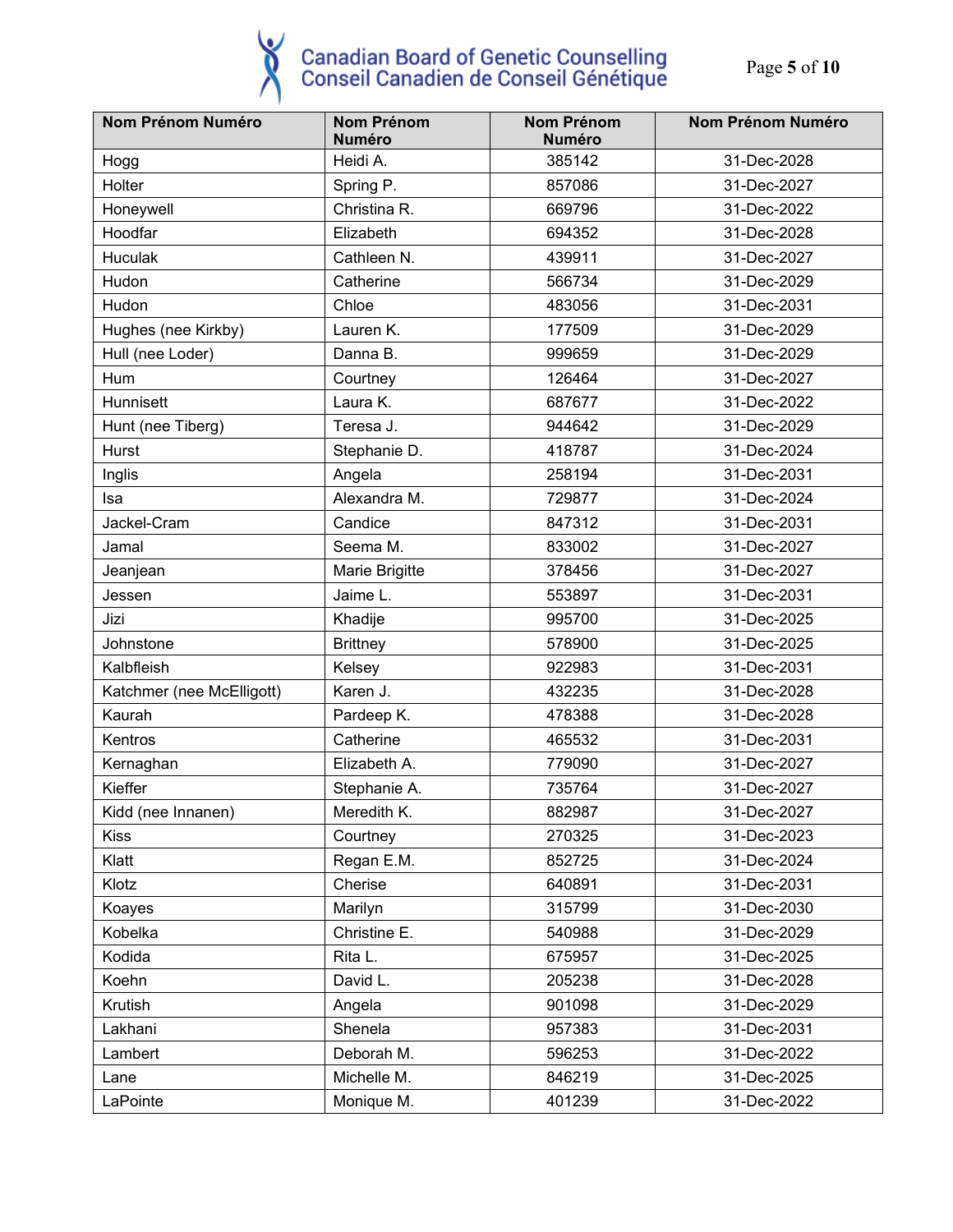| Nom Prénom Numéro | Nom Prénom Numéro | Nom Prénom Numéro | Nom Prénom Numéro |
|---|---|---|---|
| Hogg | Heidi A. | 385142 | 31-Dec-2028 |
| Holter | Spring P. | 857086 | 31-Dec-2027 |
| Honeywell | Christina R. | 669796 | 31-Dec-2022 |
| Hoodfar | Elizabeth | 694352 | 31-Dec-2028 |
| Huculak | Cathleen N. | 439911 | 31-Dec-2027 |
| Hudon | Catherine | 566734 | 31-Dec-2029 |
| Hudon | Chloe | 483056 | 31-Dec-2031 |
| Hughes (nee Kirkby) | Lauren K. | 177509 | 31-Dec-2029 |
| Hull (nee Loder) | Danna B. | 999659 | 31-Dec-2029 |
| Hum | Courtney | 126464 | 31-Dec-2027 |
| Hunnisett | Laura K. | 687677 | 31-Dec-2022 |
| Hunt (nee Tiberg) | Teresa J. | 944642 | 31-Dec-2029 |
| Hurst | Stephanie D. | 418787 | 31-Dec-2024 |
| Inglis | Angela | 258194 | 31-Dec-2031 |
| Isa | Alexandra M. | 729877 | 31-Dec-2024 |
| Jackel-Cram | Candice | 847312 | 31-Dec-2031 |
| Jamal | Seema M. | 833002 | 31-Dec-2027 |
| Jeanjean | Marie Brigitte | 378456 | 31-Dec-2027 |
| Jessen | Jaime L. | 553897 | 31-Dec-2031 |
| Jizi | Khadije | 995700 | 31-Dec-2025 |
| Johnstone | Brittney | 578900 | 31-Dec-2025 |
| Kalbfleish | Kelsey | 922983 | 31-Dec-2031 |
| Katchmer (nee McElligott) | Karen J. | 432235 | 31-Dec-2028 |
| Kaurah | Pardeep K. | 478388 | 31-Dec-2028 |
| Kentros | Catherine | 465532 | 31-Dec-2031 |
| Kernaghan | Elizabeth A. | 779090 | 31-Dec-2027 |
| Kieffer | Stephanie A. | 735764 | 31-Dec-2027 |
| Kidd (nee Innanen) | Meredith K. | 882987 | 31-Dec-2027 |
| Kiss | Courtney | 270325 | 31-Dec-2023 |
| Klatt | Regan E.M. | 852725 | 31-Dec-2024 |
| Klotz | Cherise | 640891 | 31-Dec-2031 |
| Koayes | Marilyn | 315799 | 31-Dec-2030 |
| Kobelka | Christine E. | 540988 | 31-Dec-2029 |
| Kodida | Rita L. | 675957 | 31-Dec-2025 |
| Koehn | David L. | 205238 | 31-Dec-2028 |
| Krutish | Angela | 901098 | 31-Dec-2029 |
| Lakhani | Shenela | 957383 | 31-Dec-2031 |
| Lambert | Deborah M. | 596253 | 31-Dec-2022 |
| Lane | Michelle M. | 846219 | 31-Dec-2025 |
| LaPointe | Monique M. | 401239 | 31-Dec-2022 |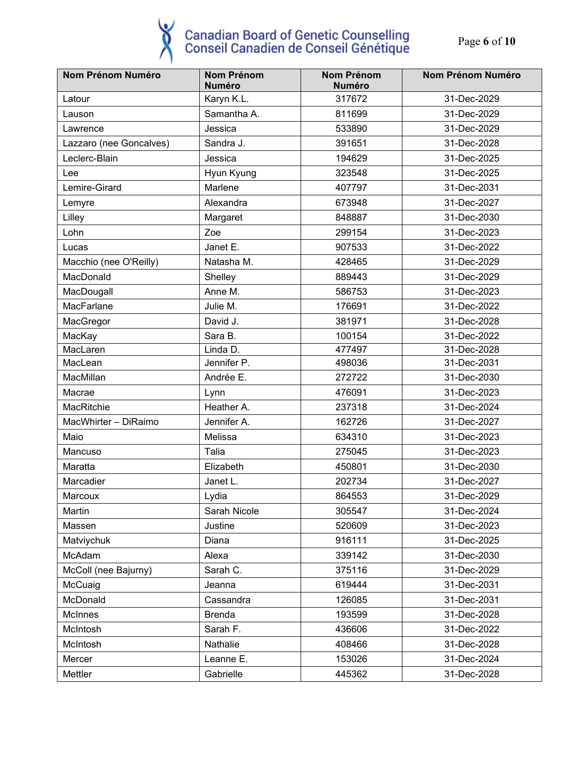| Nom Prénom Numéro | Nom Prénom Numéro | Nom Prénom Numéro | Nom Prénom Numéro |
|---|---|---|---|
| Latour | Karyn K.L. | 317672 | 31-Dec-2029 |
| Lauson | Samantha A. | 811699 | 31-Dec-2029 |
| Lawrence | Jessica | 533890 | 31-Dec-2029 |
| Lazzaro (nee Goncalves) | Sandra J. | 391651 | 31-Dec-2028 |
| Leclerc-Blain | Jessica | 194629 | 31-Dec-2025 |
| Lee | Hyun Kyung | 323548 | 31-Dec-2025 |
| Lemire-Girard | Marlene | 407797 | 31-Dec-2031 |
| Lemyre | Alexandra | 673948 | 31-Dec-2027 |
| Lilley | Margaret | 848887 | 31-Dec-2030 |
| Lohn | Zoe | 299154 | 31-Dec-2023 |
| Lucas | Janet E. | 907533 | 31-Dec-2022 |
| Macchio (nee O'Reilly) | Natasha M. | 428465 | 31-Dec-2029 |
| MacDonald | Shelley | 889443 | 31-Dec-2029 |
| MacDougall | Anne M. | 586753 | 31-Dec-2023 |
| MacFarlane | Julie M. | 176691 | 31-Dec-2022 |
| MacGregor | David J. | 381971 | 31-Dec-2028 |
| MacKay | Sara B. | 100154 | 31-Dec-2022 |
| MacLaren | Linda D. | 477497 | 31-Dec-2028 |
| MacLean | Jennifer P. | 498036 | 31-Dec-2031 |
| MacMillan | Andrée E. | 272722 | 31-Dec-2030 |
| Macrae | Lynn | 476091 | 31-Dec-2023 |
| MacRitchie | Heather A. | 237318 | 31-Dec-2024 |
| MacWhirter – DiRaimo | Jennifer A. | 162726 | 31-Dec-2027 |
| Maio | Melissa | 634310 | 31-Dec-2023 |
| Mancuso | Talia | 275045 | 31-Dec-2023 |
| Maratta | Elizabeth | 450801 | 31-Dec-2030 |
| Marcadier | Janet L. | 202734 | 31-Dec-2027 |
| Marcoux | Lydia | 864553 | 31-Dec-2029 |
| Martin | Sarah Nicole | 305547 | 31-Dec-2024 |
| Massen | Justine | 520609 | 31-Dec-2023 |
| Matviychuk | Diana | 916111 | 31-Dec-2025 |
| McAdam | Alexa | 339142 | 31-Dec-2030 |
| McColl (nee Bajurny) | Sarah C. | 375116 | 31-Dec-2029 |
| McCuaig | Jeanna | 619444 | 31-Dec-2031 |
| McDonald | Cassandra | 126085 | 31-Dec-2031 |
| McInnes | Brenda | 193599 | 31-Dec-2028 |
| McIntosh | Sarah F. | 436606 | 31-Dec-2022 |
| McIntosh | Nathalie | 408466 | 31-Dec-2028 |
| Mercer | Leanne E. | 153026 | 31-Dec-2024 |
| Mettler | Gabrielle | 445362 | 31-Dec-2028 |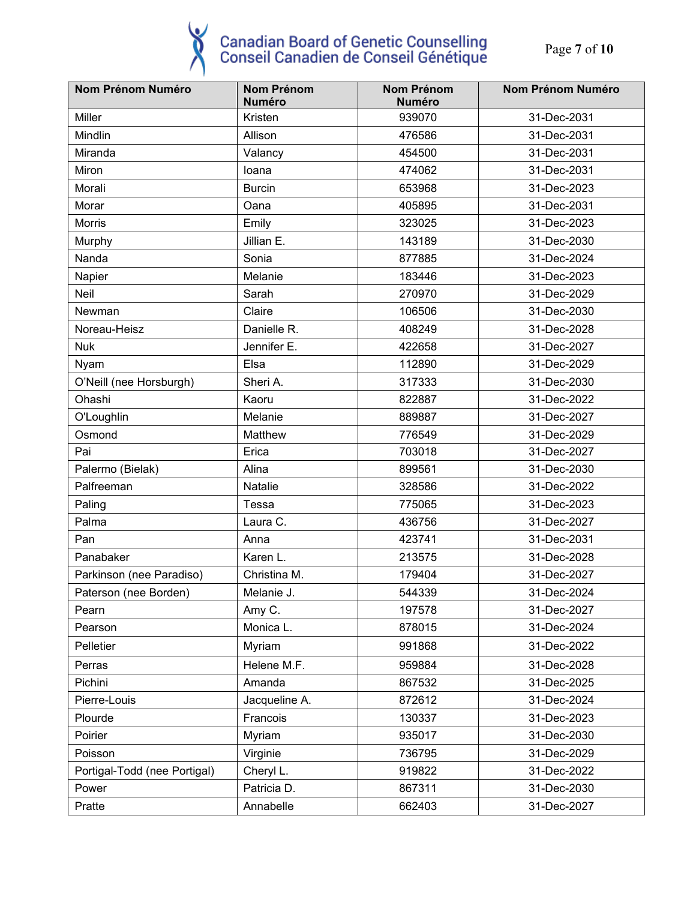| Nom Prénom Numéro | Nom Prénom Numéro | Nom Prénom Numéro | Nom Prénom Numéro |
|---|---|---|---|
| Miller | Kristen | 939070 | 31-Dec-2031 |
| Mindlin | Allison | 476586 | 31-Dec-2031 |
| Miranda | Valancy | 454500 | 31-Dec-2031 |
| Miron | Ioana | 474062 | 31-Dec-2031 |
| Morali | Burcin | 653968 | 31-Dec-2023 |
| Morar | Oana | 405895 | 31-Dec-2031 |
| Morris | Emily | 323025 | 31-Dec-2023 |
| Murphy | Jillian E. | 143189 | 31-Dec-2030 |
| Nanda | Sonia | 877885 | 31-Dec-2024 |
| Napier | Melanie | 183446 | 31-Dec-2023 |
| Neil | Sarah | 270970 | 31-Dec-2029 |
| Newman | Claire | 106506 | 31-Dec-2030 |
| Noreau-Heisz | Danielle R. | 408249 | 31-Dec-2028 |
| Nuk | Jennifer E. | 422658 | 31-Dec-2027 |
| Nyam | Elsa | 112890 | 31-Dec-2029 |
| O'Neill (nee Horsburgh) | Sheri A. | 317333 | 31-Dec-2030 |
| Ohashi | Kaoru | 822887 | 31-Dec-2022 |
| O'Loughlin | Melanie | 889887 | 31-Dec-2027 |
| Osmond | Matthew | 776549 | 31-Dec-2029 |
| Pai | Erica | 703018 | 31-Dec-2027 |
| Palermo (Bielak) | Alina | 899561 | 31-Dec-2030 |
| Palfreeman | Natalie | 328586 | 31-Dec-2022 |
| Paling | Tessa | 775065 | 31-Dec-2023 |
| Palma | Laura C. | 436756 | 31-Dec-2027 |
| Pan | Anna | 423741 | 31-Dec-2031 |
| Panabaker | Karen L. | 213575 | 31-Dec-2028 |
| Parkinson (nee Paradiso) | Christina M. | 179404 | 31-Dec-2027 |
| Paterson (nee Borden) | Melanie J. | 544339 | 31-Dec-2024 |
| Pearn | Amy C. | 197578 | 31-Dec-2027 |
| Pearson | Monica L. | 878015 | 31-Dec-2024 |
| Pelletier | Myriam | 991868 | 31-Dec-2022 |
| Perras | Helene M.F. | 959884 | 31-Dec-2028 |
| Pichini | Amanda | 867532 | 31-Dec-2025 |
| Pierre-Louis | Jacqueline A. | 872612 | 31-Dec-2024 |
| Plourde | Francois | 130337 | 31-Dec-2023 |
| Poirier | Myriam | 935017 | 31-Dec-2030 |
| Poisson | Virginie | 736795 | 31-Dec-2029 |
| Portigal-Todd (nee Portigal) | Cheryl L. | 919822 | 31-Dec-2022 |
| Power | Patricia D. | 867311 | 31-Dec-2030 |
| Pratte | Annabelle | 662403 | 31-Dec-2027 |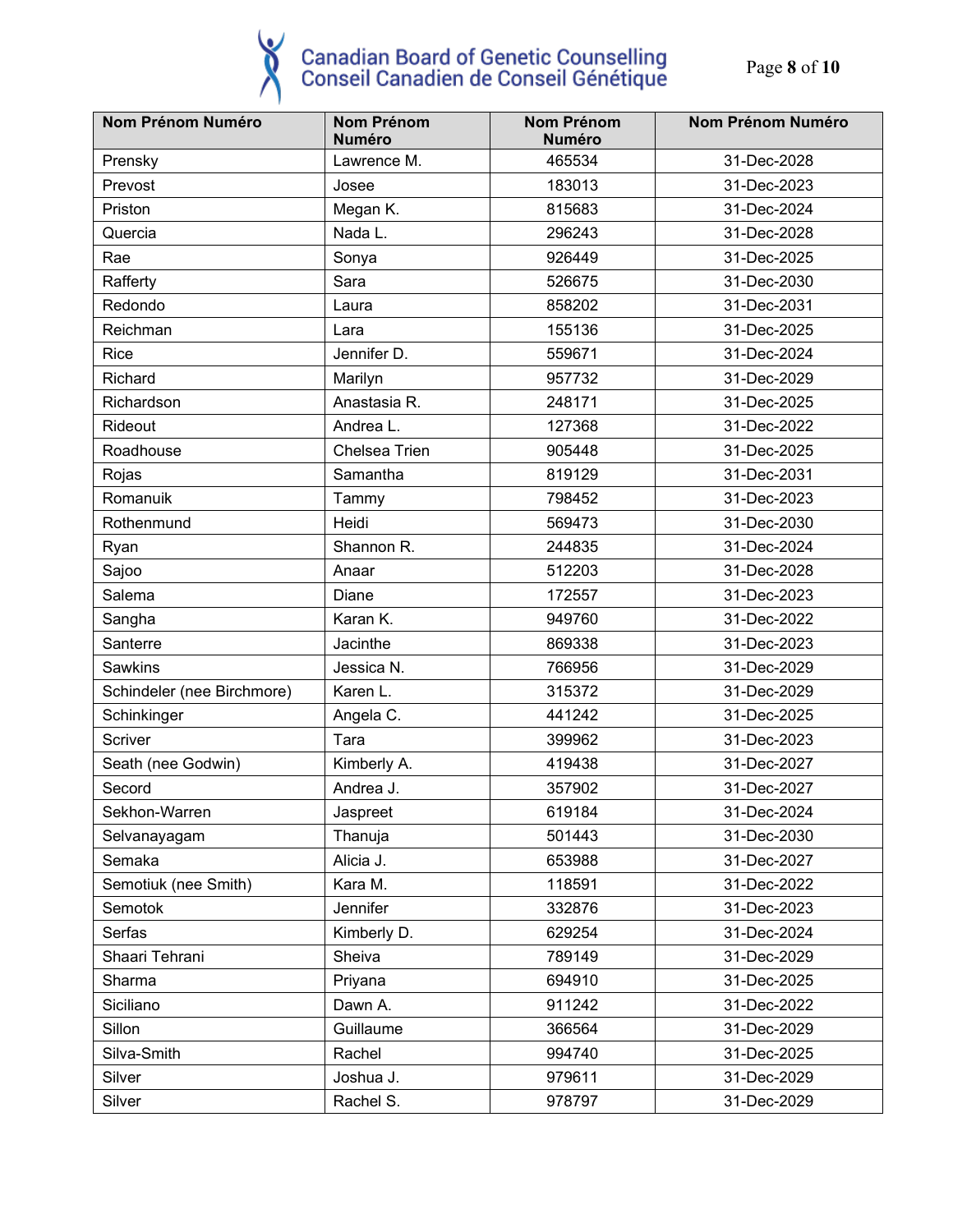| Nom Prénom Numéro | Nom Prénom Numéro | Nom Prénom Numéro | Nom Prénom Numéro |
|---|---|---|---|
| Prensky | Lawrence M. | 465534 | 31-Dec-2028 |
| Prevost | Josee | 183013 | 31-Dec-2023 |
| Priston | Megan K. | 815683 | 31-Dec-2024 |
| Quercia | Nada L. | 296243 | 31-Dec-2028 |
| Rae | Sonya | 926449 | 31-Dec-2025 |
| Rafferty | Sara | 526675 | 31-Dec-2030 |
| Redondo | Laura | 858202 | 31-Dec-2031 |
| Reichman | Lara | 155136 | 31-Dec-2025 |
| Rice | Jennifer D. | 559671 | 31-Dec-2024 |
| Richard | Marilyn | 957732 | 31-Dec-2029 |
| Richardson | Anastasia R. | 248171 | 31-Dec-2025 |
| Rideout | Andrea L. | 127368 | 31-Dec-2022 |
| Roadhouse | Chelsea Trien | 905448 | 31-Dec-2025 |
| Rojas | Samantha | 819129 | 31-Dec-2031 |
| Romanuik | Tammy | 798452 | 31-Dec-2023 |
| Rothenmund | Heidi | 569473 | 31-Dec-2030 |
| Ryan | Shannon R. | 244835 | 31-Dec-2024 |
| Sajoo | Anaar | 512203 | 31-Dec-2028 |
| Salema | Diane | 172557 | 31-Dec-2023 |
| Sangha | Karan K. | 949760 | 31-Dec-2022 |
| Santerre | Jacinthe | 869338 | 31-Dec-2023 |
| Sawkins | Jessica N. | 766956 | 31-Dec-2029 |
| Schindeler (nee Birchmore) | Karen L. | 315372 | 31-Dec-2029 |
| Schinkinger | Angela C. | 441242 | 31-Dec-2025 |
| Scriver | Tara | 399962 | 31-Dec-2023 |
| Seath (nee Godwin) | Kimberly A. | 419438 | 31-Dec-2027 |
| Secord | Andrea J. | 357902 | 31-Dec-2027 |
| Sekhon-Warren | Jaspreet | 619184 | 31-Dec-2024 |
| Selvanayagam | Thanuja | 501443 | 31-Dec-2030 |
| Semaka | Alicia J. | 653988 | 31-Dec-2027 |
| Semotiuk (nee Smith) | Kara M. | 118591 | 31-Dec-2022 |
| Semotok | Jennifer | 332876 | 31-Dec-2023 |
| Serfas | Kimberly D. | 629254 | 31-Dec-2024 |
| Shaari Tehrani | Sheiva | 789149 | 31-Dec-2029 |
| Sharma | Priyana | 694910 | 31-Dec-2025 |
| Siciliano | Dawn A. | 911242 | 31-Dec-2022 |
| Sillon | Guillaume | 366564 | 31-Dec-2029 |
| Silva-Smith | Rachel | 994740 | 31-Dec-2025 |
| Silver | Joshua J. | 979611 | 31-Dec-2029 |
| Silver | Rachel S. | 978797 | 31-Dec-2029 |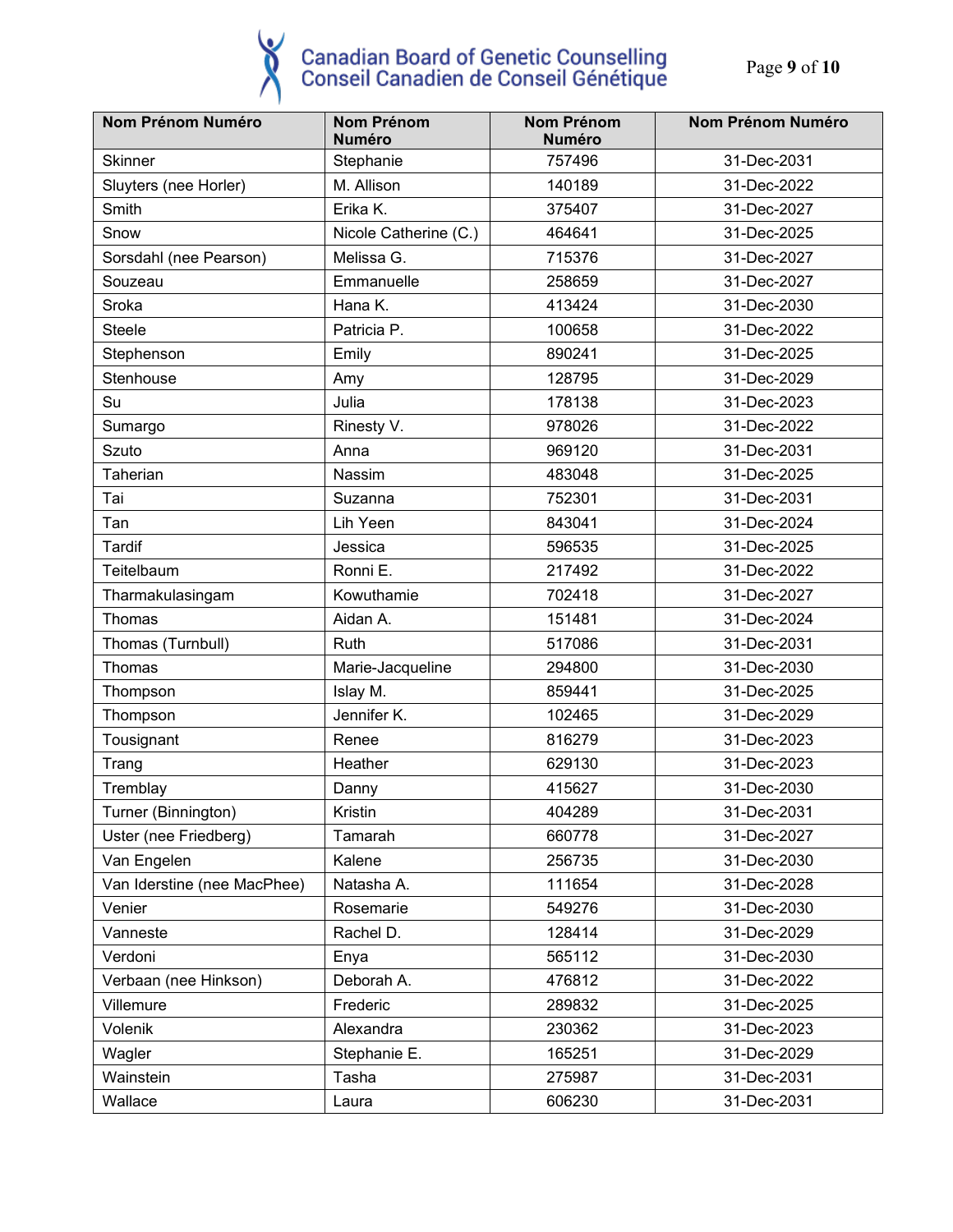| Nom Prénom Numéro | Nom Prénom Numéro | Nom Prénom Numéro | Nom Prénom Numéro |
|---|---|---|---|
| Skinner | Stephanie | 757496 | 31-Dec-2031 |
| Sluyters (nee Horler) | M. Allison | 140189 | 31-Dec-2022 |
| Smith | Erika K. | 375407 | 31-Dec-2027 |
| Snow | Nicole Catherine (C.) | 464641 | 31-Dec-2025 |
| Sorsdahl (nee Pearson) | Melissa G. | 715376 | 31-Dec-2027 |
| Souzeau | Emmanuelle | 258659 | 31-Dec-2027 |
| Sroka | Hana K. | 413424 | 31-Dec-2030 |
| Steele | Patricia P. | 100658 | 31-Dec-2022 |
| Stephenson | Emily | 890241 | 31-Dec-2025 |
| Stenhouse | Amy | 128795 | 31-Dec-2029 |
| Su | Julia | 178138 | 31-Dec-2023 |
| Sumargo | Rinesty V. | 978026 | 31-Dec-2022 |
| Szuto | Anna | 969120 | 31-Dec-2031 |
| Taherian | Nassim | 483048 | 31-Dec-2025 |
| Tai | Suzanna | 752301 | 31-Dec-2031 |
| Tan | Lih Yeen | 843041 | 31-Dec-2024 |
| Tardif | Jessica | 596535 | 31-Dec-2025 |
| Teitelbaum | Ronni E. | 217492 | 31-Dec-2022 |
| Tharmakulasingam | Kowuthamie | 702418 | 31-Dec-2027 |
| Thomas | Aidan A. | 151481 | 31-Dec-2024 |
| Thomas (Turnbull) | Ruth | 517086 | 31-Dec-2031 |
| Thomas | Marie-Jacqueline | 294800 | 31-Dec-2030 |
| Thompson | Islay M. | 859441 | 31-Dec-2025 |
| Thompson | Jennifer K. | 102465 | 31-Dec-2029 |
| Tousignant | Renee | 816279 | 31-Dec-2023 |
| Trang | Heather | 629130 | 31-Dec-2023 |
| Tremblay | Danny | 415627 | 31-Dec-2030 |
| Turner (Binnington) | Kristin | 404289 | 31-Dec-2031 |
| Uster (nee Friedberg) | Tamarah | 660778 | 31-Dec-2027 |
| Van Engelen | Kalene | 256735 | 31-Dec-2030 |
| Van Iderstine (nee MacPhee) | Natasha A. | 111654 | 31-Dec-2028 |
| Venier | Rosemarie | 549276 | 31-Dec-2030 |
| Vanneste | Rachel D. | 128414 | 31-Dec-2029 |
| Verdoni | Enya | 565112 | 31-Dec-2030 |
| Verbaan (nee Hinkson) | Deborah A. | 476812 | 31-Dec-2022 |
| Villemure | Frederic | 289832 | 31-Dec-2025 |
| Volenik | Alexandra | 230362 | 31-Dec-2023 |
| Wagler | Stephanie E. | 165251 | 31-Dec-2029 |
| Wainstein | Tasha | 275987 | 31-Dec-2031 |
| Wallace | Laura | 606230 | 31-Dec-2031 |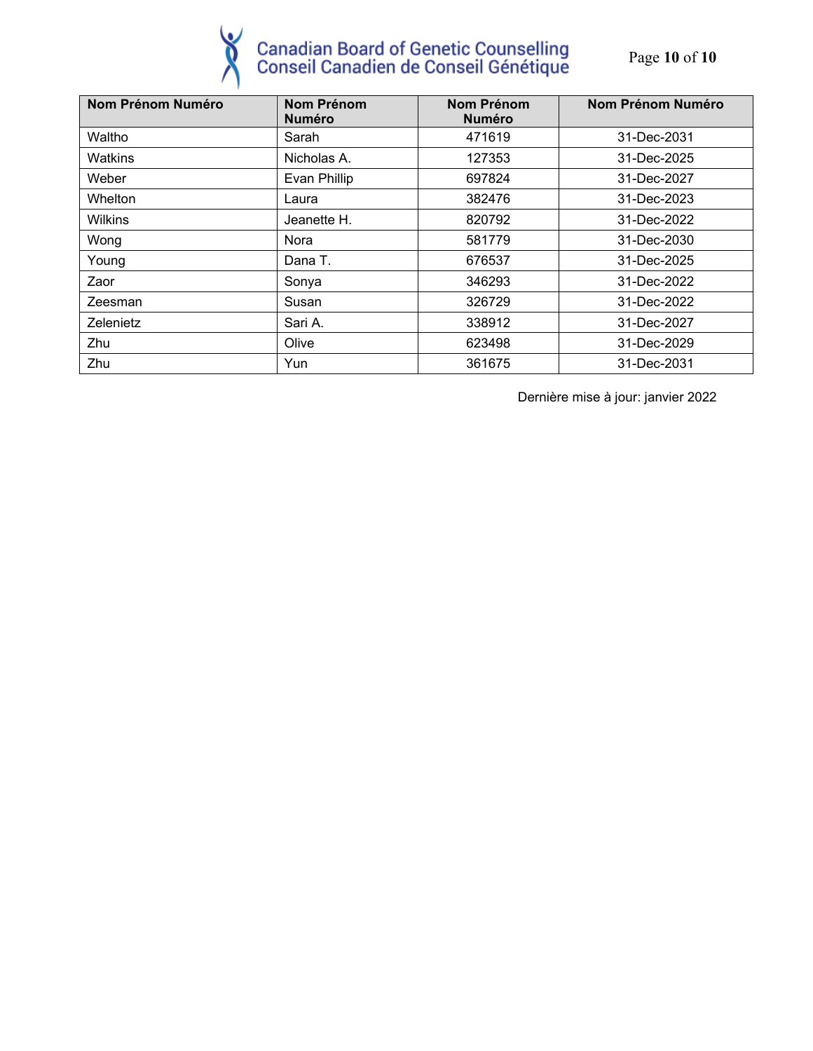| Nom Prénom Numéro | Nom Prénom Numéro | Nom Prénom Numéro | Nom Prénom Numéro |
|---|---|---|---|
| Waltho | Sarah | 471619 | 31-Dec-2031 |
| Watkins | Nicholas A. | 127353 | 31-Dec-2025 |
| Weber | Evan Phillip | 697824 | 31-Dec-2027 |
| Whelton | Laura | 382476 | 31-Dec-2023 |
| Wilkins | Jeanette H. | 820792 | 31-Dec-2022 |
| Wong | Nora | 581779 | 31-Dec-2030 |
| Young | Dana T. | 676537 | 31-Dec-2025 |
| Zaor | Sonya | 346293 | 31-Dec-2022 |
| Zeesman | Susan | 326729 | 31-Dec-2022 |
| Zelenietz | Sari A. | 338912 | 31-Dec-2027 |
| Zhu | Olive | 623498 | 31-Dec-2029 |
| Zhu | Yun | 361675 | 31-Dec-2031 |

Dernière mise à jour: janvier 2022